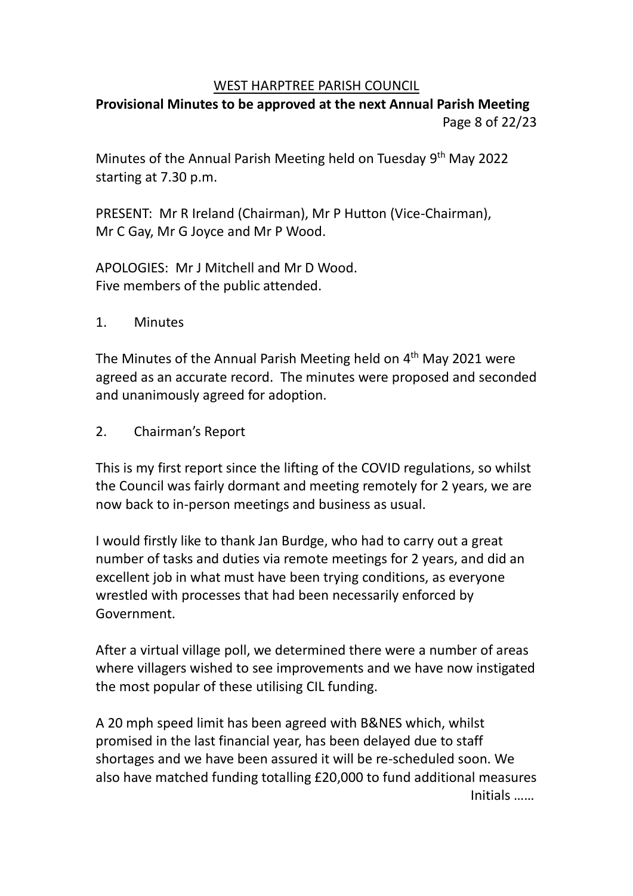# WEST HARPTREE PARISH COUNCIL

## Provisional Minutes to be approved at the next Annual Parish Meeting

Minutes of the Annual Parish Meeting held on Tuesday 9th May 2022 starting at 7.30 p.m.

PRESENT: Mr R Ireland (Chairman), Mr P Hutton (Vice-Chairman), Mr C Gay, Mr G Joyce and Mr P Wood.

APOLOGIES: Mr J Mitchell and Mr D Wood.
Five members of the public attended.

1. Minutes

The Minutes of the Annual Parish Meeting held on 4th May 2021 were agreed as an accurate record. The minutes were proposed and seconded and unanimously agreed for adoption.

2. Chairman's Report

This is my first report since the lifting of the COVID regulations, so whilst the Council was fairly dormant and meeting remotely for 2 years, we are now back to in-person meetings and business as usual.

I would firstly like to thank Jan Burdge, who had to carry out a great number of tasks and duties via remote meetings for 2 years, and did an excellent job in what must have been trying conditions, as everyone wrestled with processes that had been necessarily enforced by Government.

After a virtual village poll, we determined there were a number of areas where villagers wished to see improvements and we have now instigated the most popular of these utilising CIL funding.

A 20 mph speed limit has been agreed with B&NES which, whilst promised in the last financial year, has been delayed due to staff shortages and we have been assured it will be re-scheduled soon. We also have matched funding totalling £20,000 to fund additional measures

Initials ……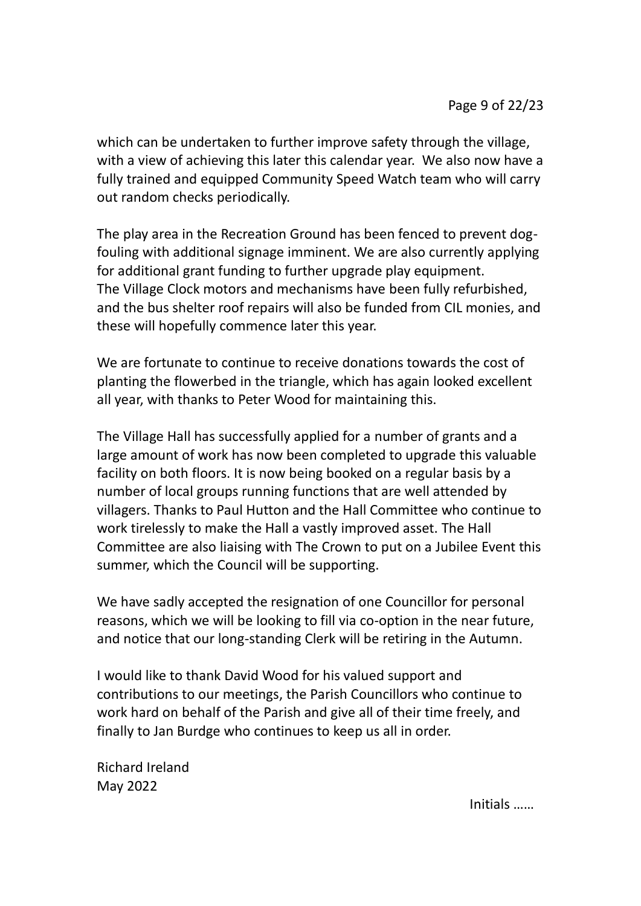which can be undertaken to further improve safety through the village, with a view of achieving this later this calendar year. We also now have a fully trained and equipped Community Speed Watch team who will carry out random checks periodically.

The play area in the Recreation Ground has been fenced to prevent dog-fouling with additional signage imminent. We are also currently applying for additional grant funding to further upgrade play equipment.
The Village Clock motors and mechanisms have been fully refurbished, and the bus shelter roof repairs will also be funded from CIL monies, and these will hopefully commence later this year.

We are fortunate to continue to receive donations towards the cost of planting the flowerbed in the triangle, which has again looked excellent all year, with thanks to Peter Wood for maintaining this.

The Village Hall has successfully applied for a number of grants and a large amount of work has now been completed to upgrade this valuable facility on both floors. It is now being booked on a regular basis by a number of local groups running functions that are well attended by villagers. Thanks to Paul Hutton and the Hall Committee who continue to work tirelessly to make the Hall a vastly improved asset. The Hall Committee are also liaising with The Crown to put on a Jubilee Event this summer, which the Council will be supporting.

We have sadly accepted the resignation of one Councillor for personal reasons, which we will be looking to fill via co-option in the near future, and notice that our long-standing Clerk will be retiring in the Autumn.

I would like to thank David Wood for his valued support and contributions to our meetings, the Parish Councillors who continue to work hard on behalf of the Parish and give all of their time freely, and finally to Jan Burdge who continues to keep us all in order.

Richard Ireland
May 2022

Initials ……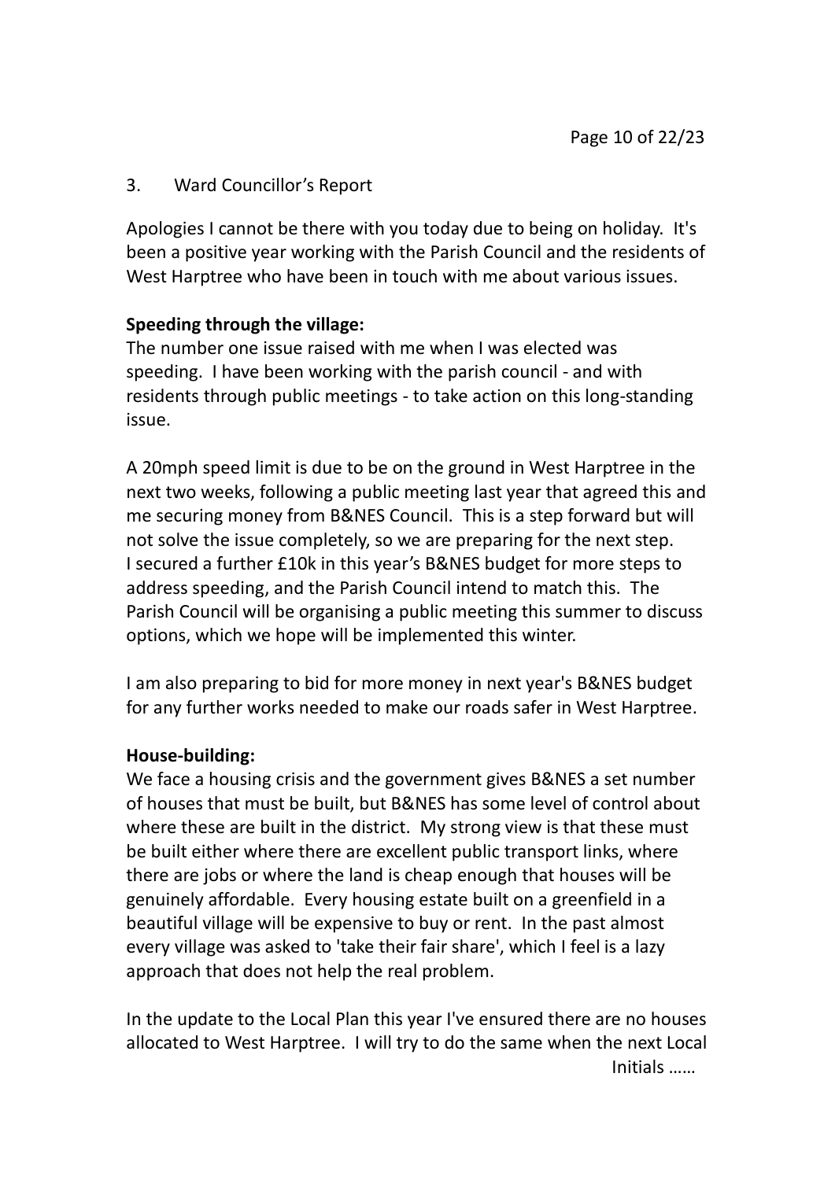3. Ward Councillor's Report

Apologies I cannot be there with you today due to being on holiday. It's been a positive year working with the Parish Council and the residents of West Harptree who have been in touch with me about various issues.

**Speeding through the village:**
The number one issue raised with me when I was elected was speeding. I have been working with the parish council - and with residents through public meetings - to take action on this long-standing issue.

A 20mph speed limit is due to be on the ground in West Harptree in the next two weeks, following a public meeting last year that agreed this and me securing money from B&NES Council. This is a step forward but will not solve the issue completely, so we are preparing for the next step. I secured a further £10k in this year's B&NES budget for more steps to address speeding, and the Parish Council intend to match this. The Parish Council will be organising a public meeting this summer to discuss options, which we hope will be implemented this winter.

I am also preparing to bid for more money in next year's B&NES budget for any further works needed to make our roads safer in West Harptree.

**House-building:**
We face a housing crisis and the government gives B&NES a set number of houses that must be built, but B&NES has some level of control about where these are built in the district. My strong view is that these must be built either where there are excellent public transport links, where there are jobs or where the land is cheap enough that houses will be genuinely affordable. Every housing estate built on a greenfield in a beautiful village will be expensive to buy or rent. In the past almost every village was asked to 'take their fair share', which I feel is a lazy approach that does not help the real problem.

In the update to the Local Plan this year I've ensured there are no houses allocated to West Harptree. I will try to do the same when the next Local

Initials ……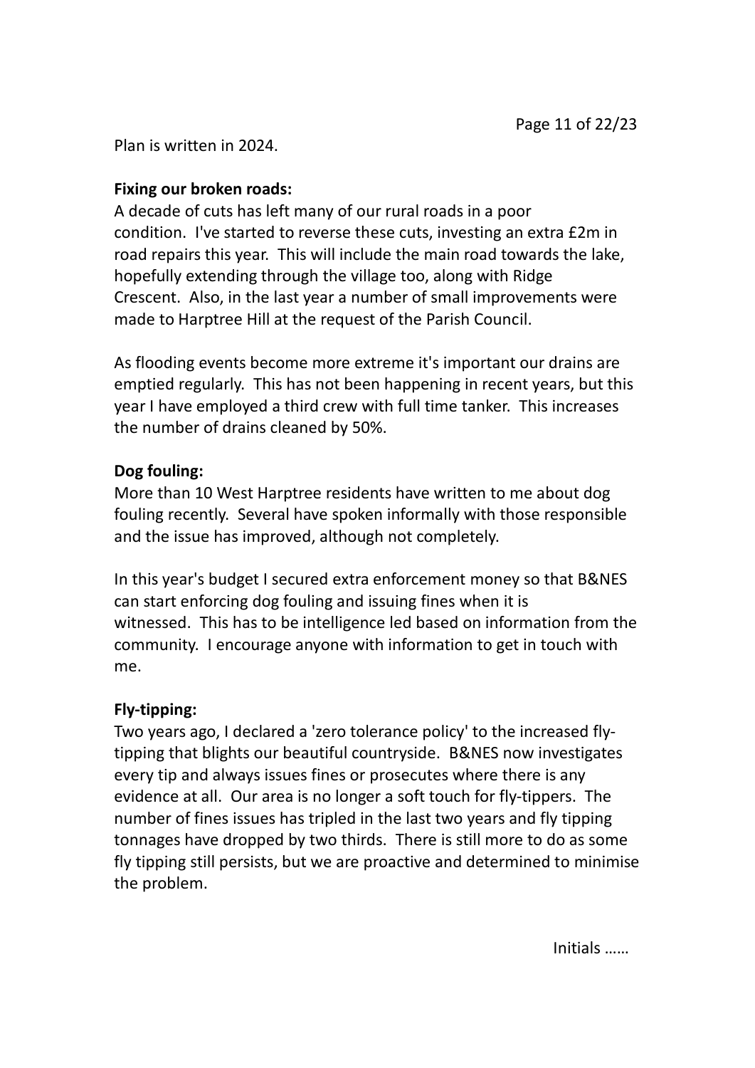Plan is written in 2024.

**Fixing our broken roads:**
A decade of cuts has left many of our rural roads in a poor condition. I've started to reverse these cuts, investing an extra £2m in road repairs this year. This will include the main road towards the lake, hopefully extending through the village too, along with Ridge Crescent. Also, in the last year a number of small improvements were made to Harptree Hill at the request of the Parish Council.

As flooding events become more extreme it's important our drains are emptied regularly. This has not been happening in recent years, but this year I have employed a third crew with full time tanker. This increases the number of drains cleaned by 50%.

**Dog fouling:**
More than 10 West Harptree residents have written to me about dog fouling recently. Several have spoken informally with those responsible and the issue has improved, although not completely.

In this year's budget I secured extra enforcement money so that B&NES can start enforcing dog fouling and issuing fines when it is witnessed. This has to be intelligence led based on information from the community. I encourage anyone with information to get in touch with me.

**Fly-tipping:**
Two years ago, I declared a 'zero tolerance policy' to the increased fly-tipping that blights our beautiful countryside. B&NES now investigates every tip and always issues fines or prosecutes where there is any evidence at all. Our area is no longer a soft touch for fly-tippers. The number of fines issues has tripled in the last two years and fly tipping tonnages have dropped by two thirds. There is still more to do as some fly tipping still persists, but we are proactive and determined to minimise the problem.

Initials ……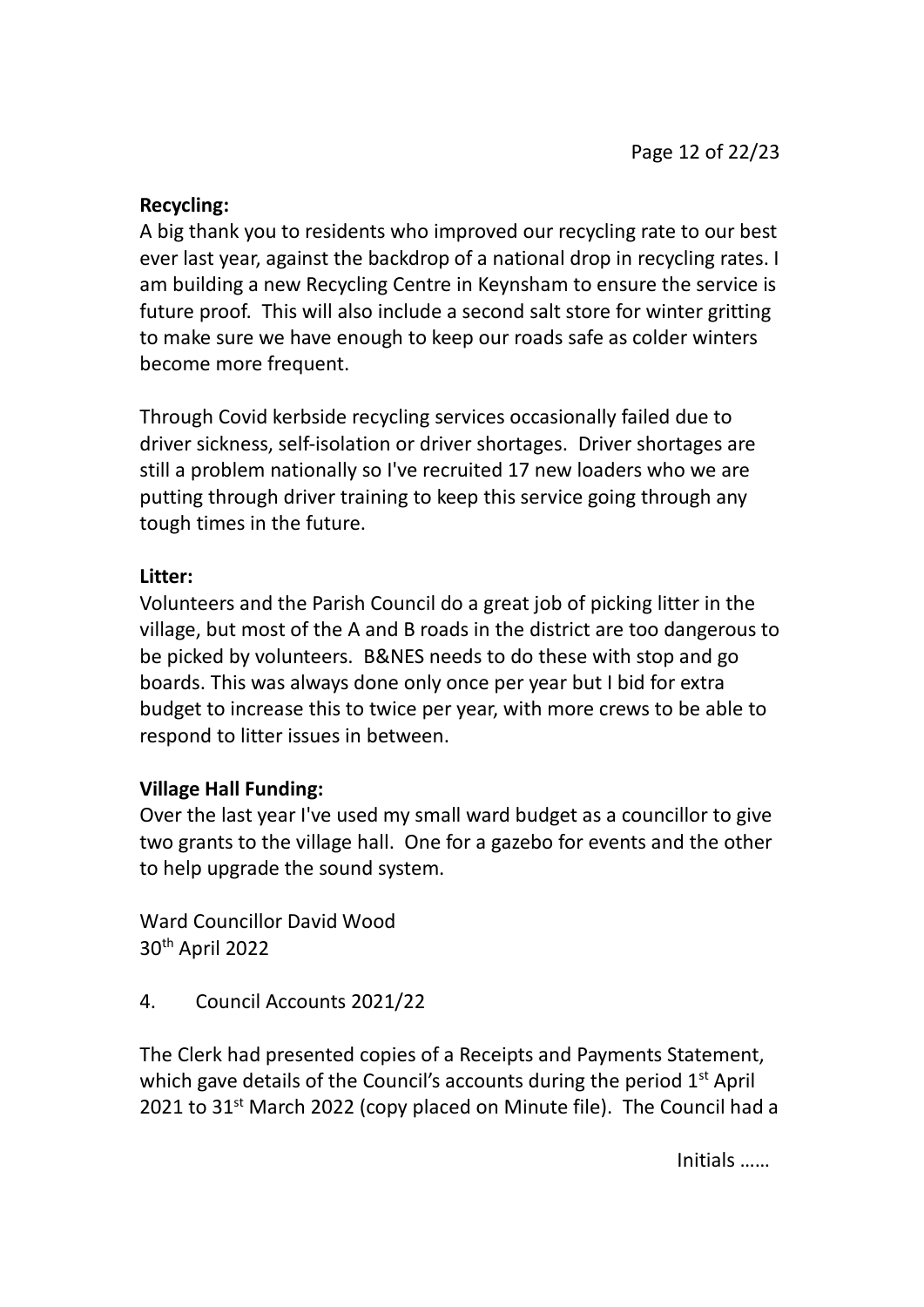**Recycling:**
A big thank you to residents who improved our recycling rate to our best ever last year, against the backdrop of a national drop in recycling rates. I am building a new Recycling Centre in Keynsham to ensure the service is future proof. This will also include a second salt store for winter gritting to make sure we have enough to keep our roads safe as colder winters become more frequent.

Through Covid kerbside recycling services occasionally failed due to driver sickness, self-isolation or driver shortages. Driver shortages are still a problem nationally so I've recruited 17 new loaders who we are putting through driver training to keep this service going through any tough times in the future.

**Litter:**
Volunteers and the Parish Council do a great job of picking litter in the village, but most of the A and B roads in the district are too dangerous to be picked by volunteers. B&NES needs to do these with stop and go boards. This was always done only once per year but I bid for extra budget to increase this to twice per year, with more crews to be able to respond to litter issues in between.

**Village Hall Funding:**
Over the last year I've used my small ward budget as a councillor to give two grants to the village hall. One for a gazebo for events and the other to help upgrade the sound system.

Ward Councillor David Wood
30th April 2022

4. Council Accounts 2021/22

The Clerk had presented copies of a Receipts and Payments Statement, which gave details of the Council's accounts during the period 1st April 2021 to 31st March 2022 (copy placed on Minute file). The Council had a

Initials ……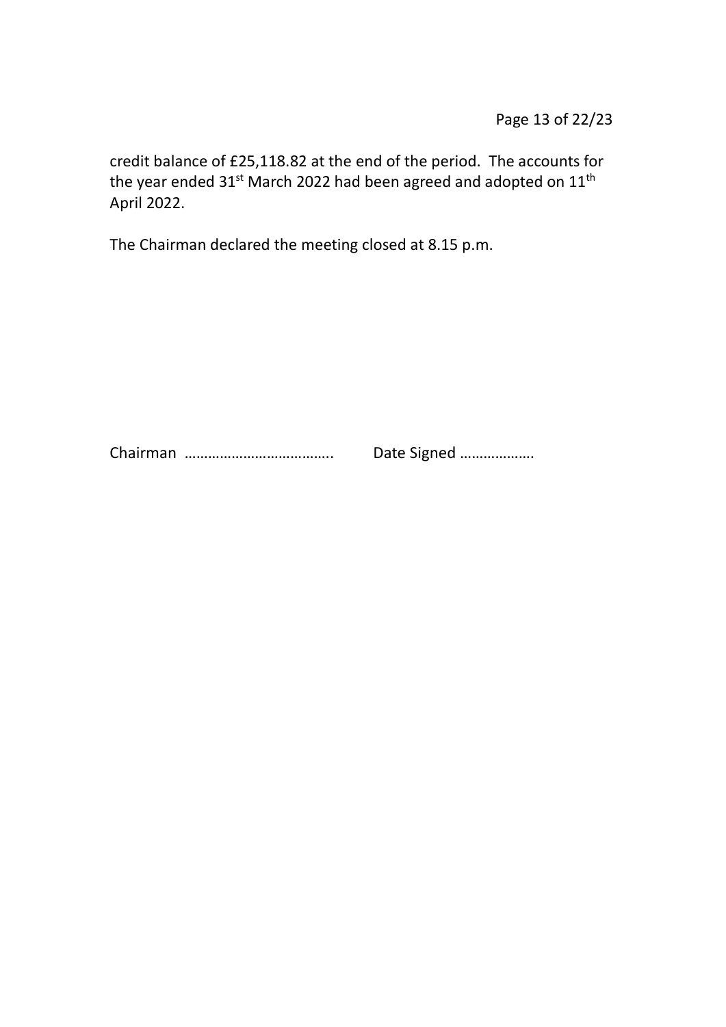credit balance of £25,118.82 at the end of the period. The accounts for the year ended 31st March 2022 had been agreed and adopted on 11th April 2022.

The Chairman declared the meeting closed at 8.15 p.m.

Chairman ……………………………….        Date Signed ………………